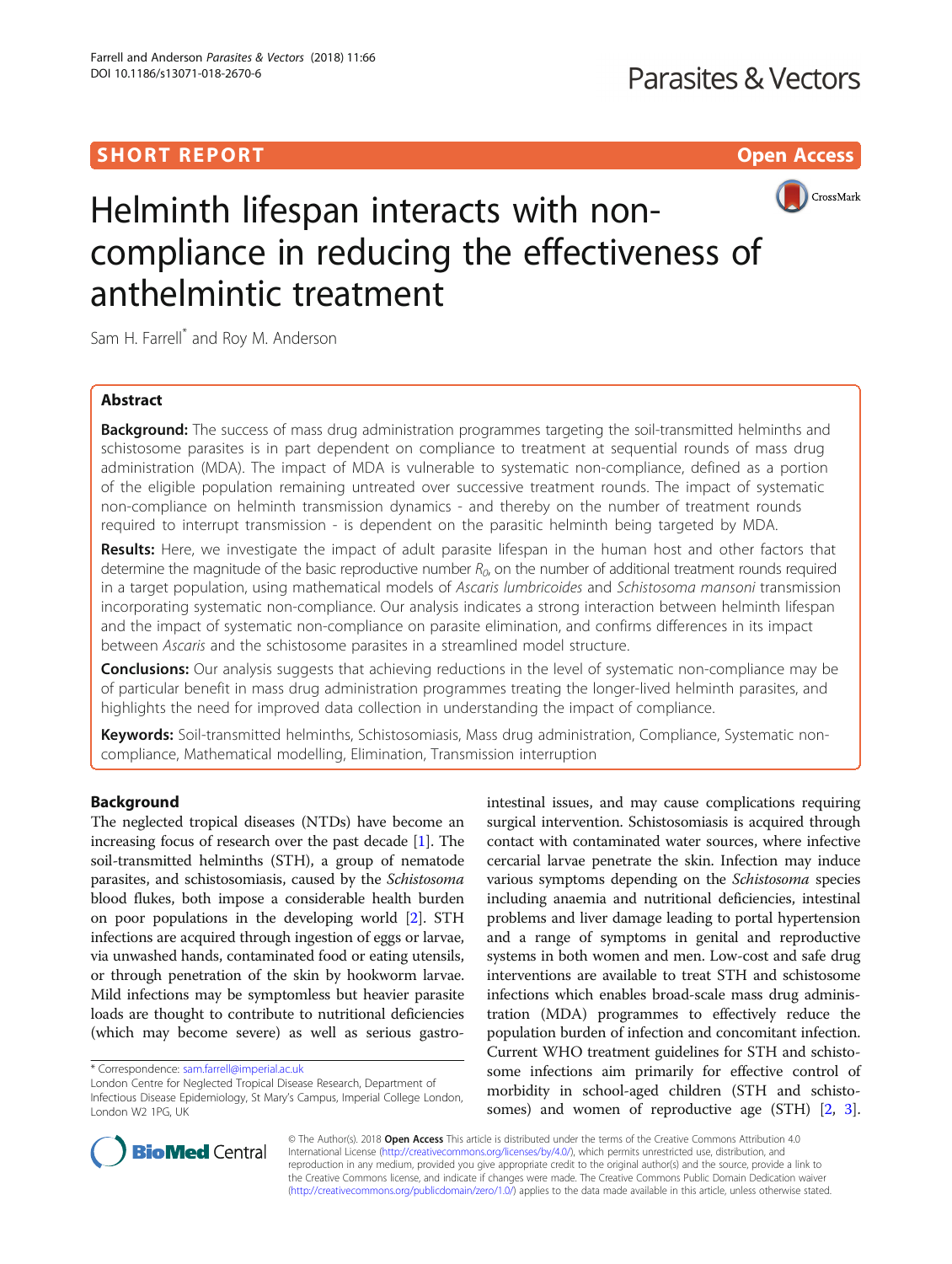SHORT REPORT

Open Access

# Helminth lifespan interacts with non-compliance in reducing the effectiveness of anthelmintic treatment

Sam H. Farrell* and Roy M. Anderson

## Abstract

**Background:** The success of mass drug administration programmes targeting the soil-transmitted helminths and schistosome parasites is in part dependent on compliance to treatment at sequential rounds of mass drug administration (MDA). The impact of MDA is vulnerable to systematic non-compliance, defined as a portion of the eligible population remaining untreated over successive treatment rounds. The impact of systematic non-compliance on helminth transmission dynamics - and thereby on the number of treatment rounds required to interrupt transmission - is dependent on the parasitic helminth being targeted by MDA.

**Results:** Here, we investigate the impact of adult parasite lifespan in the human host and other factors that determine the magnitude of the basic reproductive number $R_0$, on the number of additional treatment rounds required in a target population, using mathematical models of *Ascaris lumbricoides* and *Schistosoma mansoni* transmission incorporating systematic non-compliance. Our analysis indicates a strong interaction between helminth lifespan and the impact of systematic non-compliance on parasite elimination, and confirms differences in its impact between *Ascaris* and the schistosome parasites in a streamlined model structure.

**Conclusions:** Our analysis suggests that achieving reductions in the level of systematic non-compliance may be of particular benefit in mass drug administration programmes treating the longer-lived helminth parasites, and highlights the need for improved data collection in understanding the impact of compliance.

**Keywords:** Soil-transmitted helminths, Schistosomiasis, Mass drug administration, Compliance, Systematic non-compliance, Mathematical modelling, Elimination, Transmission interruption

## Background

The neglected tropical diseases (NTDs) have become an increasing focus of research over the past decade [1]. The soil-transmitted helminths (STH), a group of nematode parasites, and schistosomiasis, caused by the *Schistosoma* blood flukes, both impose a considerable health burden on poor populations in the developing world [2]. STH infections are acquired through ingestion of eggs or larvae, via unwashed hands, contaminated food or eating utensils, or through penetration of the skin by hookworm larvae. Mild infections may be symptomless but heavier parasite loads are thought to contribute to nutritional deficiencies (which may become severe) as well as serious gastro-intestinal issues, and may cause complications requiring surgical intervention. Schistosomiasis is acquired through contact with contaminated water sources, where infective cercarial larvae penetrate the skin. Infection may induce various symptoms depending on the *Schistosoma* species including anaemia and nutritional deficiencies, intestinal problems and liver damage leading to portal hypertension and a range of symptoms in genital and reproductive systems in both women and men. Low-cost and safe drug interventions are available to treat STH and schistosome infections which enables broad-scale mass drug administration (MDA) programmes to effectively reduce the population burden of infection and concomitant infection. Current WHO treatment guidelines for STH and schistosome infections aim primarily for effective control of morbidity in school-aged children (STH and schistosomes) and women of reproductive age (STH) [2, 3].

* Correspondence: sam.farrell@imperial.ac.uk
London Centre for Neglected Tropical Disease Research, Department of Infectious Disease Epidemiology, St Mary's Campus, Imperial College London, London W2 1PG, UK

© The Author(s). 2018 **Open Access** This article is distributed under the terms of the Creative Commons Attribution 4.0 International License (http://creativecommons.org/licenses/by/4.0/), which permits unrestricted use, distribution, and reproduction in any medium, provided you give appropriate credit to the original author(s) and the source, provide a link to the Creative Commons license, and indicate if changes were made. The Creative Commons Public Domain Dedication waiver (http://creativecommons.org/publicdomain/zero/1.0/) applies to the data made available in this article, unless otherwise stated.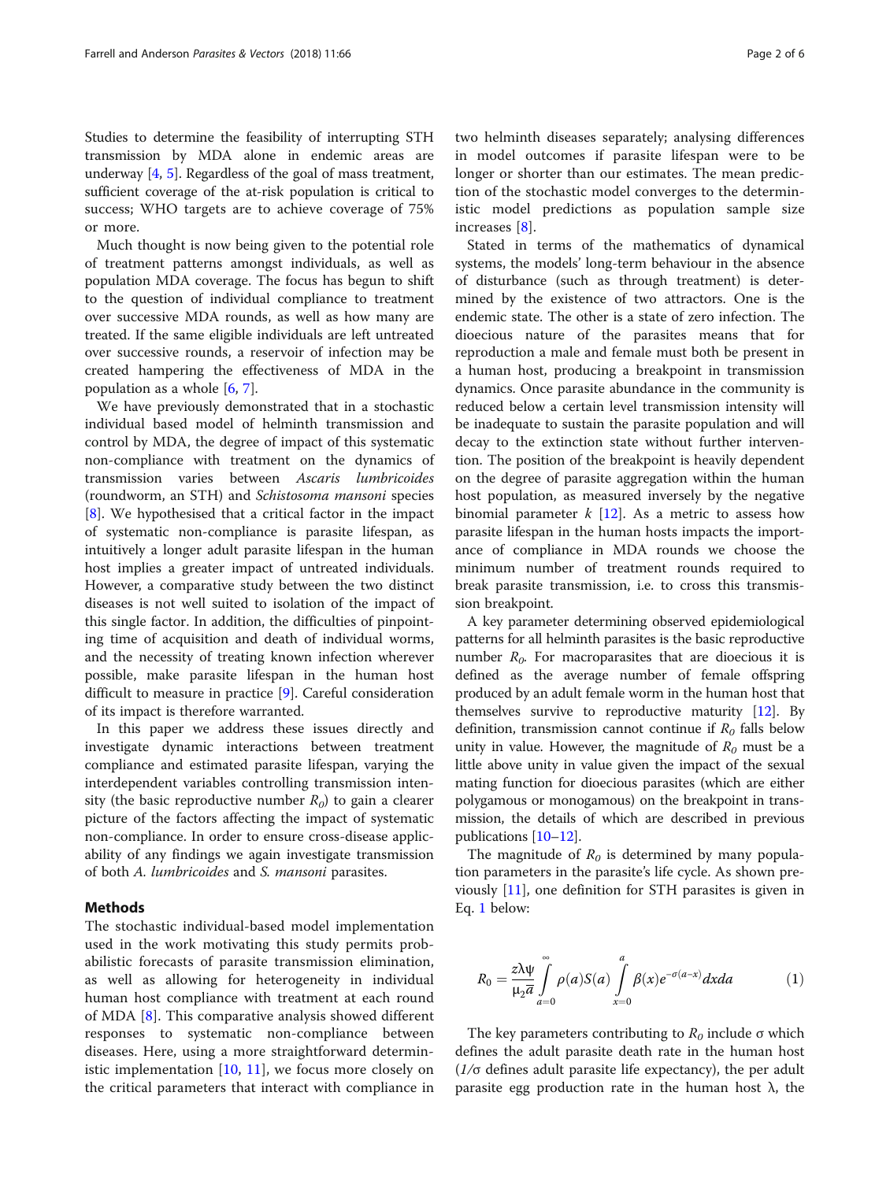Studies to determine the feasibility of interrupting STH transmission by MDA alone in endemic areas are underway [4, 5]. Regardless of the goal of mass treatment, sufficient coverage of the at-risk population is critical to success; WHO targets are to achieve coverage of 75% or more.

Much thought is now being given to the potential role of treatment patterns amongst individuals, as well as population MDA coverage. The focus has begun to shift to the question of individual compliance to treatment over successive MDA rounds, as well as how many are treated. If the same eligible individuals are left untreated over successive rounds, a reservoir of infection may be created hampering the effectiveness of MDA in the population as a whole [6, 7].

We have previously demonstrated that in a stochastic individual based model of helminth transmission and control by MDA, the degree of impact of this systematic non-compliance with treatment on the dynamics of transmission varies between *Ascaris lumbricoides* (roundworm, an STH) and *Schistosoma mansoni* species [8]. We hypothesised that a critical factor in the impact of systematic non-compliance is parasite lifespan, as intuitively a longer adult parasite lifespan in the human host implies a greater impact of untreated individuals. However, a comparative study between the two distinct diseases is not well suited to isolation of the impact of this single factor. In addition, the difficulties of pinpointing time of acquisition and death of individual worms, and the necessity of treating known infection wherever possible, make parasite lifespan in the human host difficult to measure in practice [9]. Careful consideration of its impact is therefore warranted.

In this paper we address these issues directly and investigate dynamic interactions between treatment compliance and estimated parasite lifespan, varying the interdependent variables controlling transmission intensity (the basic reproductive number $R_0$) to gain a clearer picture of the factors affecting the impact of systematic non-compliance. In order to ensure cross-disease applicability of any findings we again investigate transmission of both *A. lumbricoides* and *S. mansoni* parasites.

## Methods

The stochastic individual-based model implementation used in the work motivating this study permits probabilistic forecasts of parasite transmission elimination, as well as allowing for heterogeneity in individual human host compliance with treatment at each round of MDA [8]. This comparative analysis showed different responses to systematic non-compliance between diseases. Here, using a more straightforward deterministic implementation [10, 11], we focus more closely on the critical parameters that interact with compliance in two helminth diseases separately; analysing differences in model outcomes if parasite lifespan were to be longer or shorter than our estimates. The mean prediction of the stochastic model converges to the deterministic model predictions as population sample size increases [8].

Stated in terms of the mathematics of dynamical systems, the models' long-term behaviour in the absence of disturbance (such as through treatment) is determined by the existence of two attractors. One is the endemic state. The other is a state of zero infection. The dioecious nature of the parasites means that for reproduction a male and female must both be present in a human host, producing a breakpoint in transmission dynamics. Once parasite abundance in the community is reduced below a certain level transmission intensity will be inadequate to sustain the parasite population and will decay to the extinction state without further intervention. The position of the breakpoint is heavily dependent on the degree of parasite aggregation within the human host population, as measured inversely by the negative binomial parameter $k$ [12]. As a metric to assess how parasite lifespan in the human hosts impacts the importance of compliance in MDA rounds we choose the minimum number of treatment rounds required to break parasite transmission, i.e. to cross this transmission breakpoint.

A key parameter determining observed epidemiological patterns for all helminth parasites is the basic reproductive number $R_0$. For macroparasites that are dioecious it is defined as the average number of female offspring produced by an adult female worm in the human host that themselves survive to reproductive maturity [12]. By definition, transmission cannot continue if $R_0$ falls below unity in value. However, the magnitude of $R_0$ must be a little above unity in value given the impact of the sexual mating function for dioecious parasites (which are either polygamous or monogamous) on the breakpoint in transmission, the details of which are described in previous publications [10–12].

The magnitude of $R_0$ is determined by many population parameters in the parasite's life cycle. As shown previously [11], one definition for STH parasites is given in Eq. 1 below:

$$R_0 = \frac{z\lambda\psi}{\mu_2 \overline{a}} \int_{a=0}^{\infty} \rho(a) S(a) \int_{x=0}^{a} \beta(x) e^{-\sigma(a-x)} dx da \qquad (1)$$

The key parameters contributing to $R_0$ include σ which defines the adult parasite death rate in the human host ($1/\sigma$ defines adult parasite life expectancy), the per adult parasite egg production rate in the human host λ, the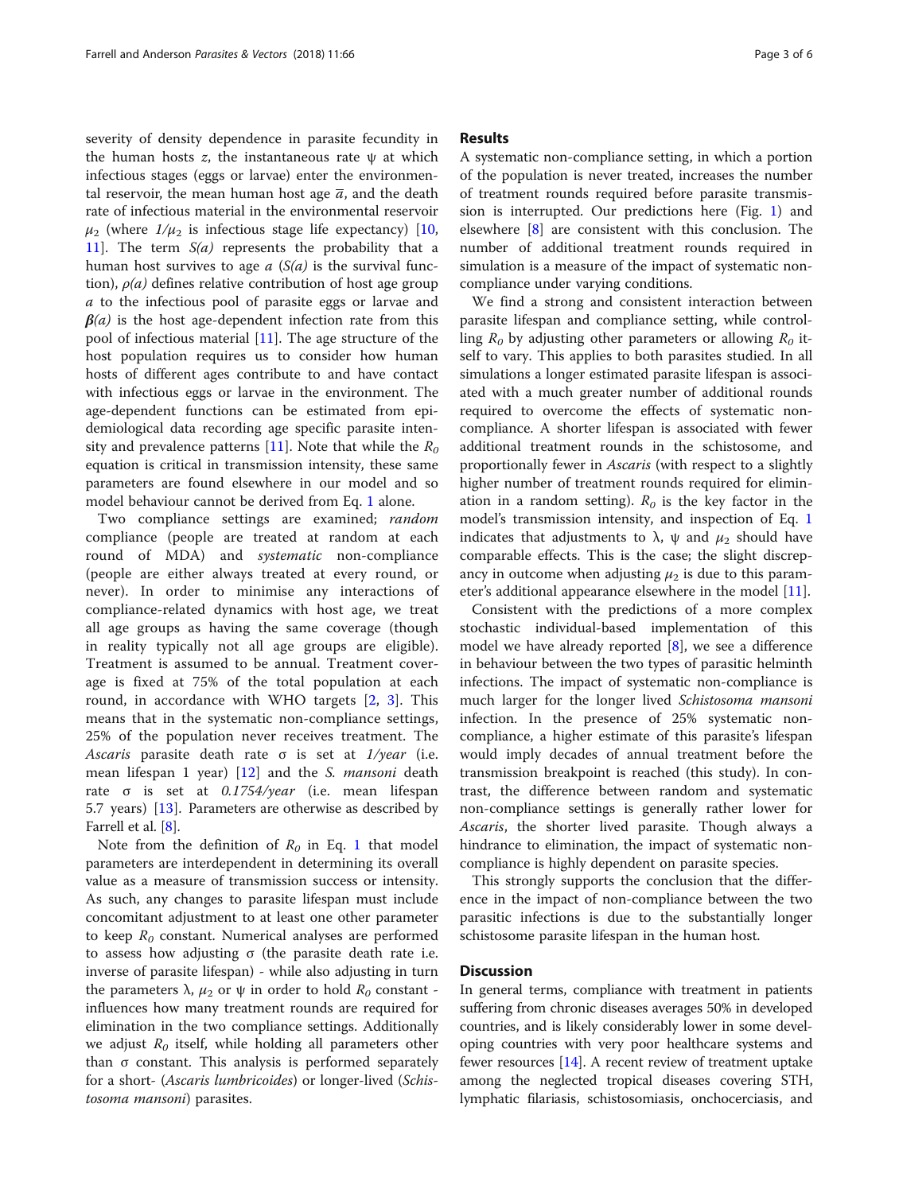severity of density dependence in parasite fecundity in the human hosts $z$, the instantaneous rate $\psi$ at which infectious stages (eggs or larvae) enter the environmental reservoir, the mean human host age $\overline{a}$, and the death rate of infectious material in the environmental reservoir $\mu_2$ (where $1/\mu_2$ is infectious stage life expectancy) [10, 11]. The term $S(a)$ represents the probability that a human host survives to age $a$ ($S(a)$ is the survival function), $\rho(a)$ defines relative contribution of host age group $a$ to the infectious pool of parasite eggs or larvae and $\boldsymbol{\beta}(a)$ is the host age-dependent infection rate from this pool of infectious material [11]. The age structure of the host population requires us to consider how human hosts of different ages contribute to and have contact with infectious eggs or larvae in the environment. The age-dependent functions can be estimated from epidemiological data recording age specific parasite intensity and prevalence patterns [11]. Note that while the $R_0$ equation is critical in transmission intensity, these same parameters are found elsewhere in our model and so model behaviour cannot be derived from Eq. 1 alone.

Two compliance settings are examined; *random* compliance (people are treated at random at each round of MDA) and *systematic* non-compliance (people are either always treated at every round, or never). In order to minimise any interactions of compliance-related dynamics with host age, we treat all age groups as having the same coverage (though in reality typically not all age groups are eligible). Treatment is assumed to be annual. Treatment coverage is fixed at 75% of the total population at each round, in accordance with WHO targets [2, 3]. This means that in the systematic non-compliance settings, 25% of the population never receives treatment. The *Ascaris* parasite death rate $\sigma$ is set at *1/year* (i.e. mean lifespan 1 year) [12] and the *S. mansoni* death rate $\sigma$ is set at *0.1754/year* (i.e. mean lifespan 5.7 years) [13]. Parameters are otherwise as described by Farrell et al. [8].

Note from the definition of $R_0$ in Eq. 1 that model parameters are interdependent in determining its overall value as a measure of transmission success or intensity. As such, any changes to parasite lifespan must include concomitant adjustment to at least one other parameter to keep $R_0$ constant. Numerical analyses are performed to assess how adjusting $\sigma$ (the parasite death rate i.e. inverse of parasite lifespan) - while also adjusting in turn the parameters $\lambda$, $\mu_2$ or $\psi$ in order to hold $R_0$ constant - influences how many treatment rounds are required for elimination in the two compliance settings. Additionally we adjust $R_0$ itself, while holding all parameters other than $\sigma$ constant. This analysis is performed separately for a short- (*Ascaris lumbricoides*) or longer-lived (*Schistosoma mansoni*) parasites.

## Results

A systematic non-compliance setting, in which a portion of the population is never treated, increases the number of treatment rounds required before parasite transmission is interrupted. Our predictions here (Fig. 1) and elsewhere [8] are consistent with this conclusion. The number of additional treatment rounds required in simulation is a measure of the impact of systematic non-compliance under varying conditions.

We find a strong and consistent interaction between parasite lifespan and compliance setting, while controlling $R_0$ by adjusting other parameters or allowing $R_0$ itself to vary. This applies to both parasites studied. In all simulations a longer estimated parasite lifespan is associated with a much greater number of additional rounds required to overcome the effects of systematic non-compliance. A shorter lifespan is associated with fewer additional treatment rounds in the schistosome, and proportionally fewer in *Ascaris* (with respect to a slightly higher number of treatment rounds required for elimination in a random setting). $R_0$ is the key factor in the model's transmission intensity, and inspection of Eq. 1 indicates that adjustments to $\lambda$, $\psi$ and $\mu_2$ should have comparable effects. This is the case; the slight discrepancy in outcome when adjusting $\mu_2$ is due to this parameter's additional appearance elsewhere in the model [11].

Consistent with the predictions of a more complex stochastic individual-based implementation of this model we have already reported [8], we see a difference in behaviour between the two types of parasitic helminth infections. The impact of systematic non-compliance is much larger for the longer lived *Schistosoma mansoni* infection. In the presence of 25% systematic non-compliance, a higher estimate of this parasite's lifespan would imply decades of annual treatment before the transmission breakpoint is reached (this study). In contrast, the difference between random and systematic non-compliance settings is generally rather lower for *Ascaris*, the shorter lived parasite. Though always a hindrance to elimination, the impact of systematic non-compliance is highly dependent on parasite species.

This strongly supports the conclusion that the difference in the impact of non-compliance between the two parasitic infections is due to the substantially longer schistosome parasite lifespan in the human host.

## Discussion

In general terms, compliance with treatment in patients suffering from chronic diseases averages 50% in developed countries, and is likely considerably lower in some developing countries with very poor healthcare systems and fewer resources [14]. A recent review of treatment uptake among the neglected tropical diseases covering STH, lymphatic filariasis, schistosomiasis, onchocerciasis, and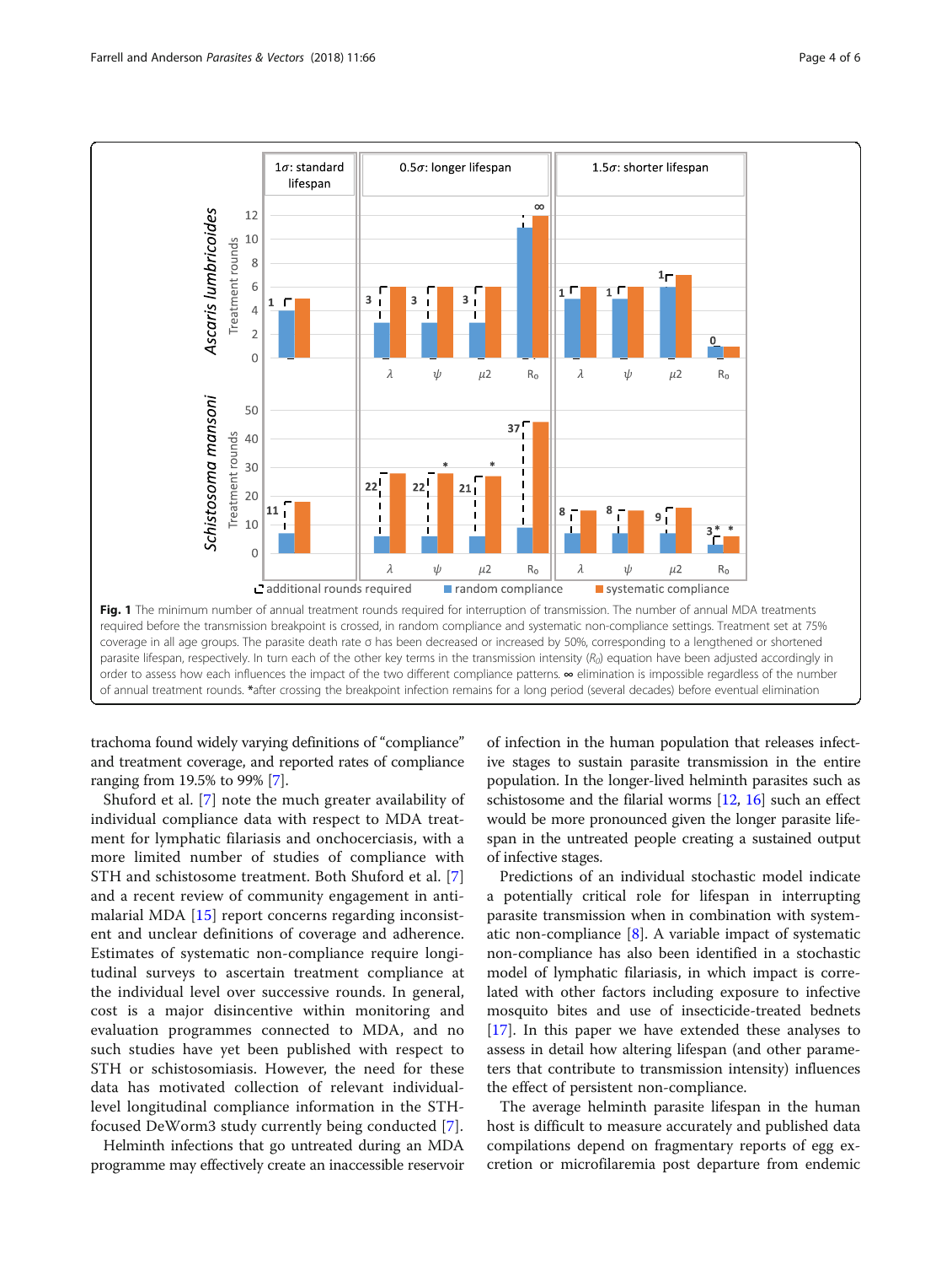**Fig. 1** The minimum number of annual treatment rounds required for interruption of transmission. The number of annual MDA treatments required before the transmission breakpoint is crossed, in random compliance and systematic non-compliance settings. Treatment set at 75% coverage in all age groups. The parasite death rate σ has been decreased or increased by 50%, corresponding to a lengthened or shortened parasite lifespan, respectively. In turn each of the other key terms in the transmission intensity ($R_0$) equation have been adjusted accordingly in order to assess how each influences the impact of the two different compliance patterns. ∞ elimination is impossible regardless of the number of annual treatment rounds. *after crossing the breakpoint infection remains for a long period (several decades) before eventual elimination

trachoma found widely varying definitions of "compliance" and treatment coverage, and reported rates of compliance ranging from 19.5% to 99% [7].

Shuford et al. [7] note the much greater availability of individual compliance data with respect to MDA treatment for lymphatic filariasis and onchocerciasis, with a more limited number of studies of compliance with STH and schistosome treatment. Both Shuford et al. [7] and a recent review of community engagement in anti-malarial MDA [15] report concerns regarding inconsistent and unclear definitions of coverage and adherence. Estimates of systematic non-compliance require longitudinal surveys to ascertain treatment compliance at the individual level over successive rounds. In general, cost is a major disincentive within monitoring and evaluation programmes connected to MDA, and no such studies have yet been published with respect to STH or schistosomiasis. However, the need for these data has motivated collection of relevant individual-level longitudinal compliance information in the STH-focused DeWorm3 study currently being conducted [7].

Helminth infections that go untreated during an MDA programme may effectively create an inaccessible reservoir of infection in the human population that releases infective stages to sustain parasite transmission in the entire population. In the longer-lived helminth parasites such as schistosome and the filarial worms [12, 16] such an effect would be more pronounced given the longer parasite lifespan in the untreated people creating a sustained output of infective stages.

Predictions of an individual stochastic model indicate a potentially critical role for lifespan in interrupting parasite transmission when in combination with systematic non-compliance [8]. A variable impact of systematic non-compliance has also been identified in a stochastic model of lymphatic filariasis, in which impact is correlated with other factors including exposure to infective mosquito bites and use of insecticide-treated bednets [17]. In this paper we have extended these analyses to assess in detail how altering lifespan (and other parameters that contribute to transmission intensity) influences the effect of persistent non-compliance.

The average helminth parasite lifespan in the human host is difficult to measure accurately and published data compilations depend on fragmentary reports of egg excretion or microfilaremia post departure from endemic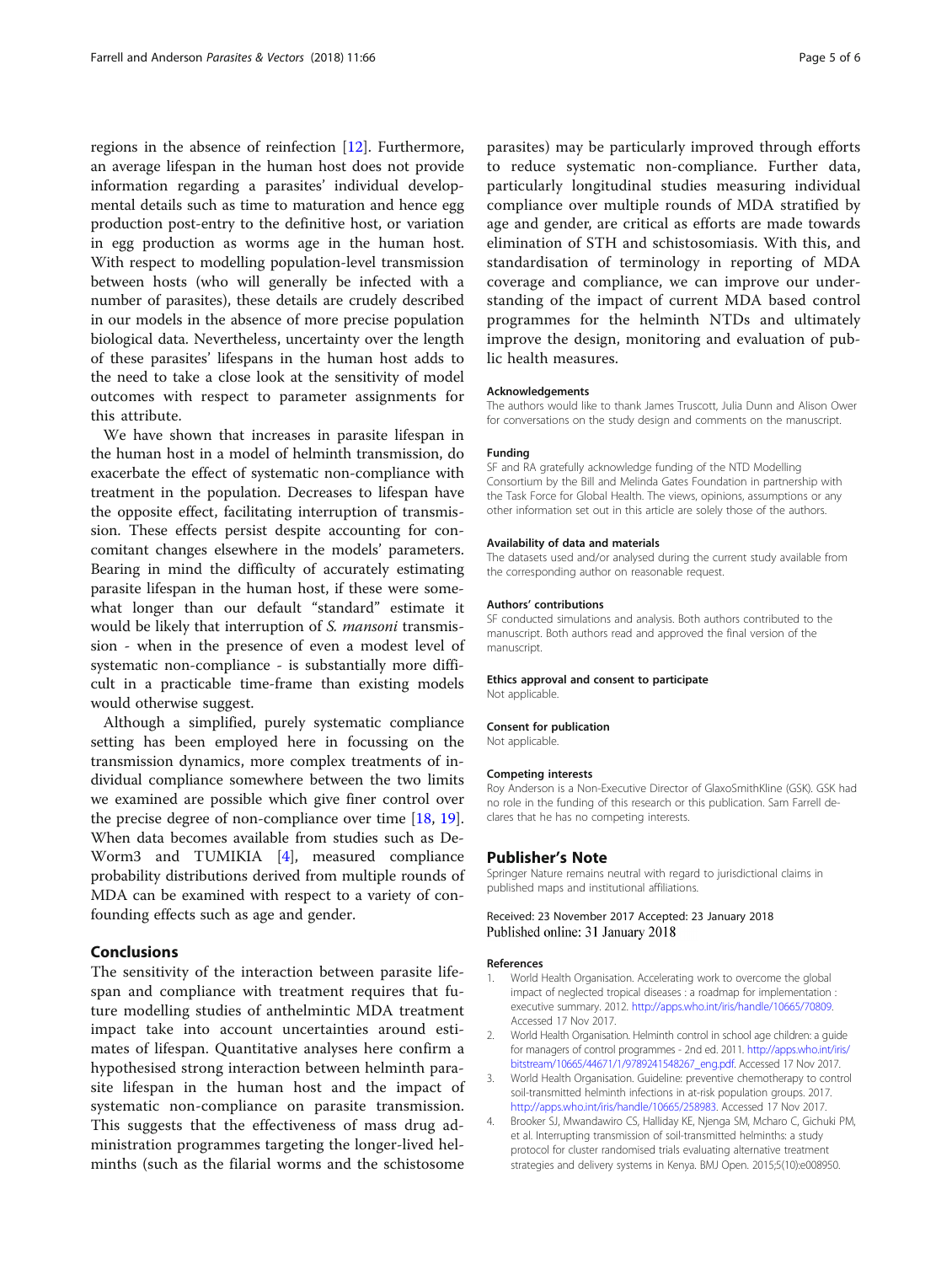regions in the absence of reinfection [12]. Furthermore, an average lifespan in the human host does not provide information regarding a parasites' individual developmental details such as time to maturation and hence egg production post-entry to the definitive host, or variation in egg production as worms age in the human host. With respect to modelling population-level transmission between hosts (who will generally be infected with a number of parasites), these details are crudely described in our models in the absence of more precise population biological data. Nevertheless, uncertainty over the length of these parasites' lifespans in the human host adds to the need to take a close look at the sensitivity of model outcomes with respect to parameter assignments for this attribute.

We have shown that increases in parasite lifespan in the human host in a model of helminth transmission, do exacerbate the effect of systematic non-compliance with treatment in the population. Decreases to lifespan have the opposite effect, facilitating interruption of transmission. These effects persist despite accounting for concomitant changes elsewhere in the models' parameters. Bearing in mind the difficulty of accurately estimating parasite lifespan in the human host, if these were somewhat longer than our default "standard" estimate it would be likely that interruption of *S. mansoni* transmission - when in the presence of even a modest level of systematic non-compliance - is substantially more difficult in a practicable time-frame than existing models would otherwise suggest.

Although a simplified, purely systematic compliance setting has been employed here in focussing on the transmission dynamics, more complex treatments of individual compliance somewhere between the two limits we examined are possible which give finer control over the precise degree of non-compliance over time [18, 19]. When data becomes available from studies such as DeWorm3 and TUMIKIA [4], measured compliance probability distributions derived from multiple rounds of MDA can be examined with respect to a variety of confounding effects such as age and gender.

## Conclusions

The sensitivity of the interaction between parasite lifespan and compliance with treatment requires that future modelling studies of anthelmintic MDA treatment impact take into account uncertainties around estimates of lifespan. Quantitative analyses here confirm a hypothesised strong interaction between helminth parasite lifespan in the human host and the impact of systematic non-compliance on parasite transmission. This suggests that the effectiveness of mass drug administration programmes targeting the longer-lived helminths (such as the filarial worms and the schistosome parasites) may be particularly improved through efforts to reduce systematic non-compliance. Further data, particularly longitudinal studies measuring individual compliance over multiple rounds of MDA stratified by age and gender, are critical as efforts are made towards elimination of STH and schistosomiasis. With this, and standardisation of terminology in reporting of MDA coverage and compliance, we can improve our understanding of the impact of current MDA based control programmes for the helminth NTDs and ultimately improve the design, monitoring and evaluation of public health measures.

#### Acknowledgements

The authors would like to thank James Truscott, Julia Dunn and Alison Ower for conversations on the study design and comments on the manuscript.

#### Funding

SF and RA gratefully acknowledge funding of the NTD Modelling Consortium by the Bill and Melinda Gates Foundation in partnership with the Task Force for Global Health. The views, opinions, assumptions or any other information set out in this article are solely those of the authors.

#### Availability of data and materials

The datasets used and/or analysed during the current study available from the corresponding author on reasonable request.

#### Authors' contributions

SF conducted simulations and analysis. Both authors contributed to the manuscript. Both authors read and approved the final version of the manuscript.

#### Ethics approval and consent to participate

Not applicable.

#### Consent for publication

Not applicable.

#### Competing interests

Roy Anderson is a Non-Executive Director of GlaxoSmithKline (GSK). GSK had no role in the funding of this research or this publication. Sam Farrell declares that he has no competing interests.

## Publisher's Note

Springer Nature remains neutral with regard to jurisdictional claims in published maps and institutional affiliations.

Received: 23 November 2017 Accepted: 23 January 2018
Published online: 31 January 2018

#### References

1. World Health Organisation. Accelerating work to overcome the global impact of neglected tropical diseases : a roadmap for implementation : executive summary. 2012. http://apps.who.int/iris/handle/10665/70809. Accessed 17 Nov 2017.
2. World Health Organisation. Helminth control in school age children: a guide for managers of control programmes - 2nd ed. 2011. http://apps.who.int/iris/bitstream/10665/44671/1/9789241548267_eng.pdf. Accessed 17 Nov 2017.
3. World Health Organisation. Guideline: preventive chemotherapy to control soil-transmitted helminth infections in at-risk population groups. 2017. http://apps.who.int/iris/handle/10665/258983. Accessed 17 Nov 2017.
4. Brooker SJ, Mwandawiro CS, Halliday KE, Njenga SM, Mcharo C, Gichuki PM, et al. Interrupting transmission of soil-transmitted helminths: a study protocol for cluster randomised trials evaluating alternative treatment strategies and delivery systems in Kenya. BMJ Open. 2015;5(10):e008950.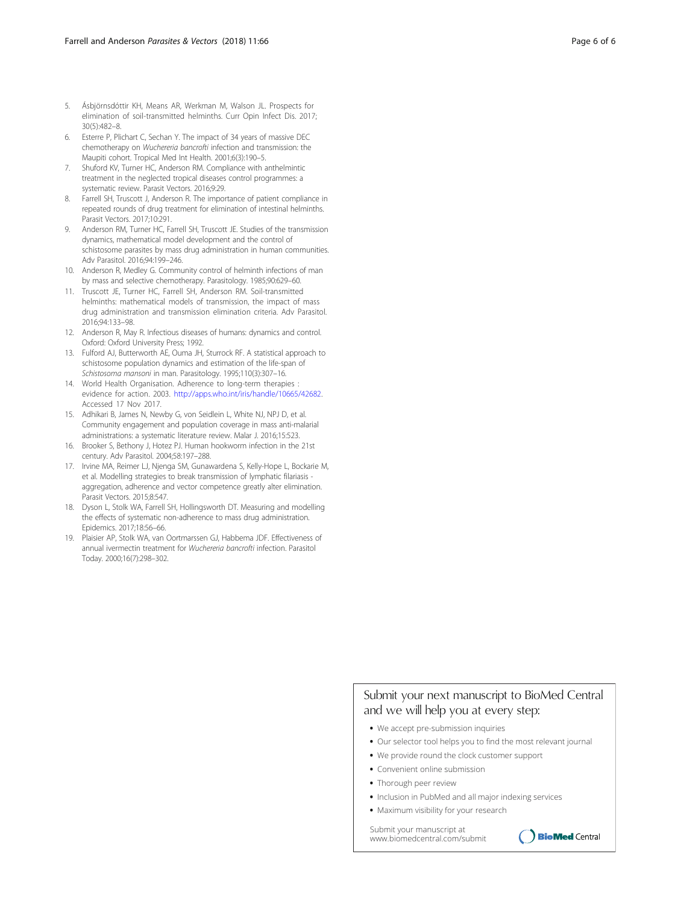5. Ásbjörnsdóttir KH, Means AR, Werkman M, Walson JL. Prospects for elimination of soil-transmitted helminths. Curr Opin Infect Dis. 2017; 30(5):482–8.
6. Esterre P, Plichart C, Sechan Y. The impact of 34 years of massive DEC chemotherapy on *Wuchereria bancrofti* infection and transmission: the Maupiti cohort. Tropical Med Int Health. 2001;6(3):190–5.
7. Shuford KV, Turner HC, Anderson RM. Compliance with anthelmintic treatment in the neglected tropical diseases control programmes: a systematic review. Parasit Vectors. 2016;9:29.
8. Farrell SH, Truscott J, Anderson R. The importance of patient compliance in repeated rounds of drug treatment for elimination of intestinal helminths. Parasit Vectors. 2017;10:291.
9. Anderson RM, Turner HC, Farrell SH, Truscott JE. Studies of the transmission dynamics, mathematical model development and the control of schistosome parasites by mass drug administration in human communities. Adv Parasitol. 2016;94:199–246.
10. Anderson R, Medley G. Community control of helminth infections of man by mass and selective chemotherapy. Parasitology. 1985;90:629–60.
11. Truscott JE, Turner HC, Farrell SH, Anderson RM. Soil-transmitted helminths: mathematical models of transmission, the impact of mass drug administration and transmission elimination criteria. Adv Parasitol. 2016;94:133–98.
12. Anderson R, May R. Infectious diseases of humans: dynamics and control. Oxford: Oxford University Press; 1992.
13. Fulford AJ, Butterworth AE, Ouma JH, Sturrock RF. A statistical approach to schistosome population dynamics and estimation of the life-span of *Schistosoma mansoni* in man. Parasitology. 1995;110(3):307–16.
14. World Health Organisation. Adherence to long-term therapies : evidence for action. 2003. http://apps.who.int/iris/handle/10665/42682. Accessed 17 Nov 2017.
15. Adhikari B, James N, Newby G, von Seidlein L, White NJ, NPJ D, et al. Community engagement and population coverage in mass anti-malarial administrations: a systematic literature review. Malar J. 2016;15:523.
16. Brooker S, Bethony J, Hotez PJ. Human hookworm infection in the 21st century. Adv Parasitol. 2004;58:197–288.
17. Irvine MA, Reimer LJ, Njenga SM, Gunawardena S, Kelly-Hope L, Bockarie M, et al. Modelling strategies to break transmission of lymphatic filariasis - aggregation, adherence and vector competence greatly alter elimination. Parasit Vectors. 2015;8:547.
18. Dyson L, Stolk WA, Farrell SH, Hollingsworth DT. Measuring and modelling the effects of systematic non-adherence to mass drug administration. Epidemics. 2017;18:56–66.
19. Plaisier AP, Stolk WA, van Oortmarssen GJ, Habbema JDF. Effectiveness of annual ivermectin treatment for *Wuchereria bancrofti* infection. Parasitol Today. 2000;16(7):298–302.

Submit your next manuscript to BioMed Central and we will help you at every step:

- We accept pre-submission inquiries
- Our selector tool helps you to find the most relevant journal
- We provide round the clock customer support
- Convenient online submission
- Thorough peer review
- Inclusion in PubMed and all major indexing services
- Maximum visibility for your research

Submit your manuscript at
www.biomedcentral.com/submit

BioMed Central